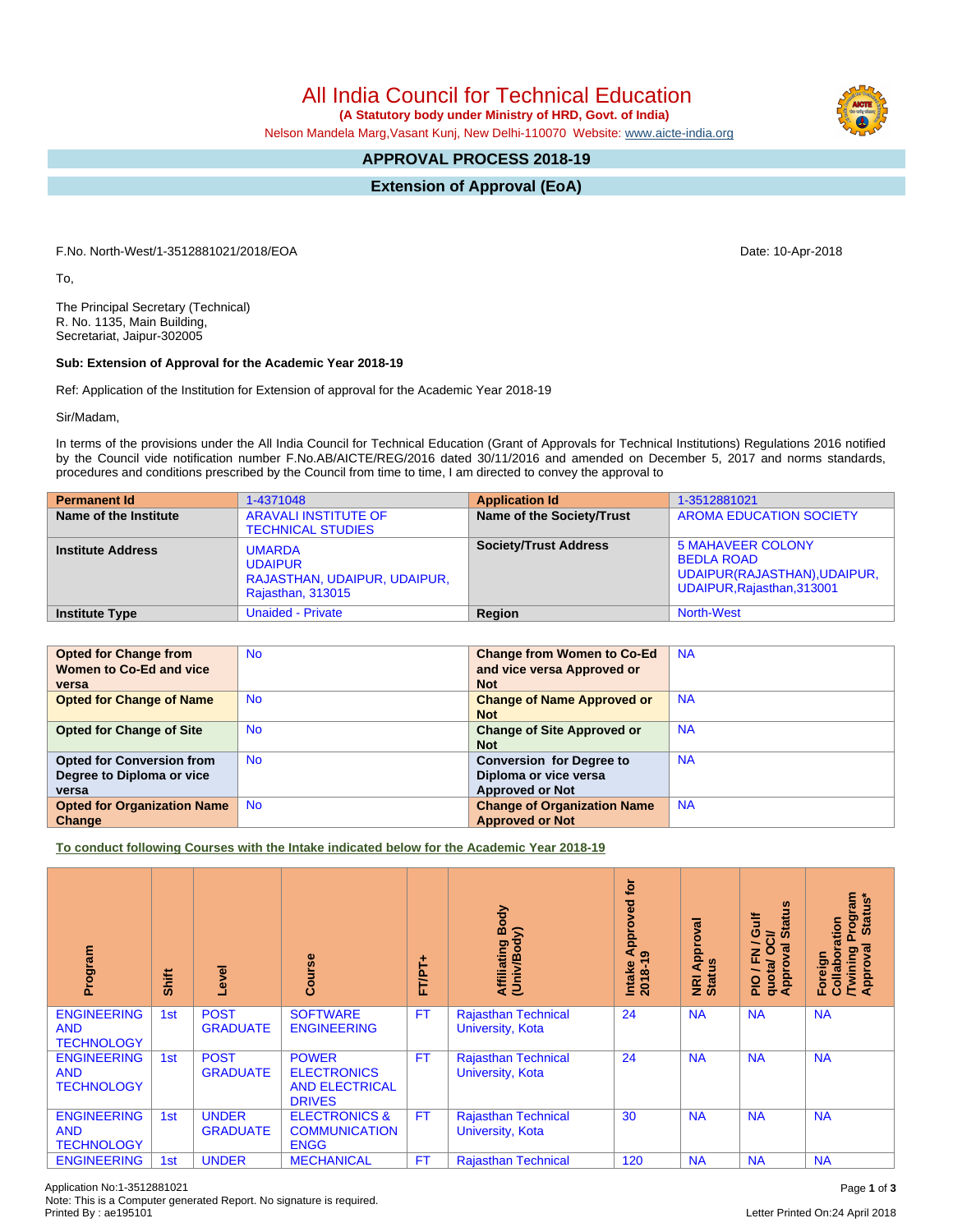# All India Council for Technical Education

**(A Statutory body under Ministry of HRD, Govt. of India)**

Nelson Mandela Marg,Vasant Kunj, New Delhi-110070 Website: www.aicte-india.org

## APPROVAL PROCESS 2018-19

## Extension of Approval (EoA)

F.No. North-West/1-3512881021/2018/EOA

Date: 10-Apr-2018

To,

The Principal Secretary (Technical)
R. No. 1135, Main Building,
Secretariat, Jaipur-302005

**Sub: Extension of Approval for the Academic Year 2018-19**

Ref: Application of the Institution for Extension of approval for the Academic Year 2018-19

Sir/Madam,

In terms of the provisions under the All India Council for Technical Education (Grant of Approvals for Technical Institutions) Regulations 2016 notified by the Council vide notification number F.No.AB/AICTE/REG/2016 dated 30/11/2016 and amended on December 5, 2017 and norms standards, procedures and conditions prescribed by the Council from time to time, I am directed to convey the approval to

| Permanent Id | 1-4371048 | Application Id | 1-3512881021 |
|---|---|---|---|
| Name of the Institute | ARAVALI INSTITUTE OF TECHNICAL STUDIES | Name of the Society/Trust | AROMA EDUCATION SOCIETY |
| Institute Address | UMARDA UDAIPUR RAJASTHAN, UDAIPUR, UDAIPUR, Rajasthan, 313015 | Society/Trust Address | 5 MAHAVEER COLONY BEDLA ROAD UDAIPUR(RAJASTHAN),UDAIPUR, UDAIPUR,Rajasthan,313001 |
| Institute Type | Unaided - Private | Region | North-West |

| Opted for Change from Women to Co-Ed and vice versa | No | Change from Women to Co-Ed and vice versa Approved or Not | NA |
|---|---|---|---|
| Opted for Change of Name | No | Change of Name Approved or Not | NA |
| Opted for Change of Site | No | Change of Site Approved or Not | NA |
| Opted for Conversion from Degree to Diploma or vice versa | No | Conversion for Degree to Diploma or vice versa Approved or Not | NA |
| Opted for Organization Name Change | No | Change of Organization Name Approved or Not | NA |

**To conduct following Courses with the Intake indicated below for the Academic Year 2018-19**

| Program | Shift | Level | Course | FT/PT+ | Affiliating Body (Univ/Body) | Intake Approved for 2018-19 | NRI Approval Status | PIO / FN / Gulf quota/ OCI/ Approval Status | Foreign Collaboration /Twining Program Approval Status* |
|---|---|---|---|---|---|---|---|---|---|
| ENGINEERING AND TECHNOLOGY | 1st | POST GRADUATE | SOFTWARE ENGINEERING | FT | Rajasthan Technical University, Kota | 24 | NA | NA | NA |
| ENGINEERING AND TECHNOLOGY | 1st | POST GRADUATE | POWER ELECTRONICS AND ELECTRICAL DRIVES | FT | Rajasthan Technical University, Kota | 24 | NA | NA | NA |
| ENGINEERING AND TECHNOLOGY | 1st | UNDER GRADUATE | ELECTRONICS & COMMUNICATION ENGG | FT | Rajasthan Technical University, Kota | 30 | NA | NA | NA |
| ENGINEERING | 1st | UNDER | MECHANICAL | FT | Rajasthan Technical | 120 | NA | NA | NA |

Application No:1-3512881021
Note: This is a Computer generated Report. No signature is required.
Printed By : ae195101

Letter Printed On:24 April 2018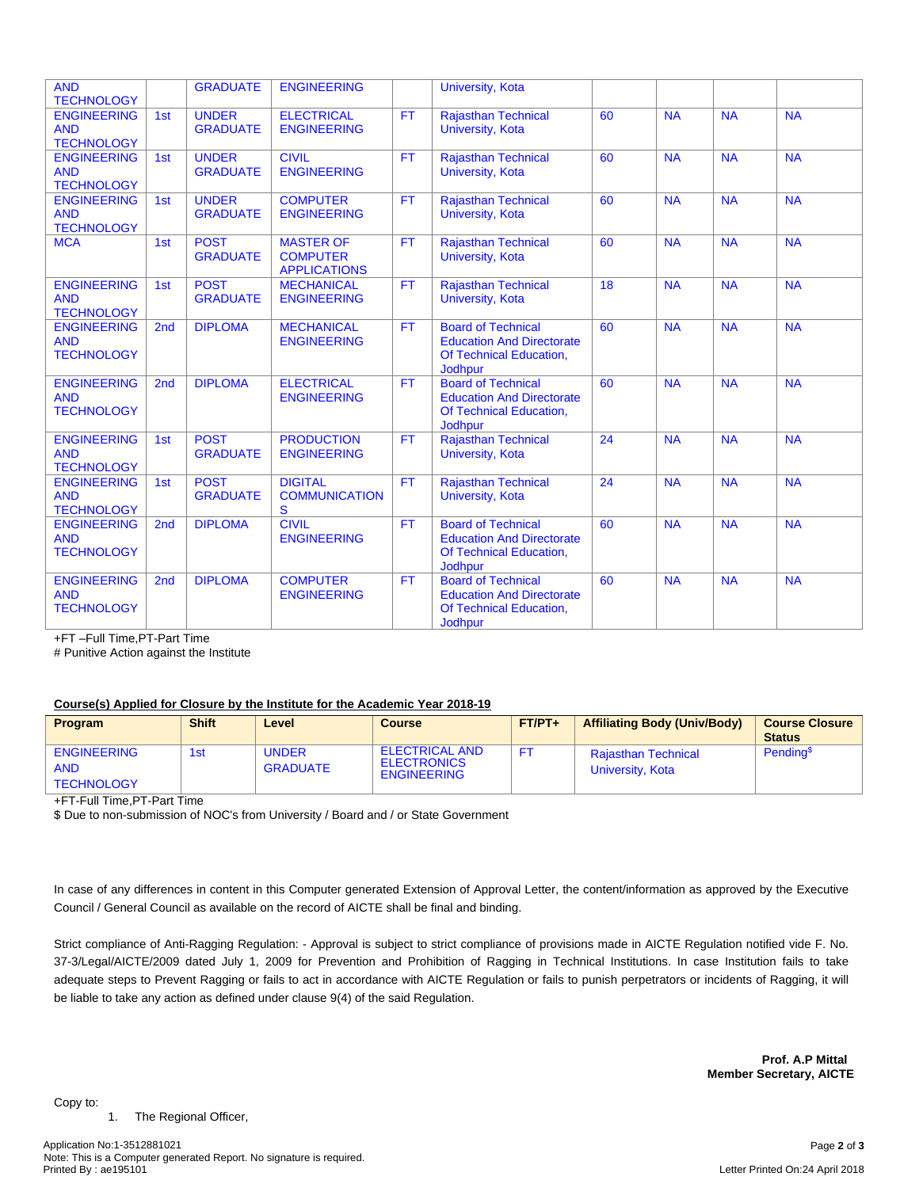| | | | | | | | | | |
|---|---|---|---|---|---|---|---|---|---|
| AND TECHNOLOGY | | GRADUATE | ENGINEERING | | University, Kota | | | | |
| ENGINEERING AND TECHNOLOGY | 1st | UNDER GRADUATE | ELECTRICAL ENGINEERING | FT | Rajasthan Technical University, Kota | 60 | NA | NA | NA |
| ENGINEERING AND TECHNOLOGY | 1st | UNDER GRADUATE | CIVIL ENGINEERING | FT | Rajasthan Technical University, Kota | 60 | NA | NA | NA |
| ENGINEERING AND TECHNOLOGY | 1st | UNDER GRADUATE | COMPUTER ENGINEERING | FT | Rajasthan Technical University, Kota | 60 | NA | NA | NA |
| MCA | 1st | POST GRADUATE | MASTER OF COMPUTER APPLICATIONS | FT | Rajasthan Technical University, Kota | 60 | NA | NA | NA |
| ENGINEERING AND TECHNOLOGY | 1st | POST GRADUATE | MECHANICAL ENGINEERING | FT | Rajasthan Technical University, Kota | 18 | NA | NA | NA |
| ENGINEERING AND TECHNOLOGY | 2nd | DIPLOMA | MECHANICAL ENGINEERING | FT | Board of Technical Education And Directorate Of Technical Education, Jodhpur | 60 | NA | NA | NA |
| ENGINEERING AND TECHNOLOGY | 2nd | DIPLOMA | ELECTRICAL ENGINEERING | FT | Board of Technical Education And Directorate Of Technical Education, Jodhpur | 60 | NA | NA | NA |
| ENGINEERING AND TECHNOLOGY | 1st | POST GRADUATE | PRODUCTION ENGINEERING | FT | Rajasthan Technical University, Kota | 24 | NA | NA | NA |
| ENGINEERING AND TECHNOLOGY | 1st | POST GRADUATE | DIGITAL COMMUNICATIONS | FT | Rajasthan Technical University, Kota | 24 | NA | NA | NA |
| ENGINEERING AND TECHNOLOGY | 2nd | DIPLOMA | CIVIL ENGINEERING | FT | Board of Technical Education And Directorate Of Technical Education, Jodhpur | 60 | NA | NA | NA |
| ENGINEERING AND TECHNOLOGY | 2nd | DIPLOMA | COMPUTER ENGINEERING | FT | Board of Technical Education And Directorate Of Technical Education, Jodhpur | 60 | NA | NA | NA |

+FT –Full Time,PT-Part Time

# Punitive Action against the Institute

**Course(s) Applied for Closure by the Institute for the Academic Year 2018-19**

| Program | Shift | Level | Course | FT/PT+ | Affiliating Body (Univ/Body) | Course Closure Status |
|---|---|---|---|---|---|---|
| ENGINEERING AND TECHNOLOGY | 1st | UNDER GRADUATE | ELECTRICAL AND ELECTRONICS ENGINEERING | FT | Rajasthan Technical University, Kota | Pending$ |

+FT-Full Time,PT-Part Time

$ Due to non-submission of NOC's from University / Board and / or State Government

In case of any differences in content in this Computer generated Extension of Approval Letter, the content/information as approved by the Executive Council / General Council as available on the record of AICTE shall be final and binding.

Strict compliance of Anti-Ragging Regulation: - Approval is subject to strict compliance of provisions made in AICTE Regulation notified vide F. No. 37-3/Legal/AICTE/2009 dated July 1, 2009 for Prevention and Prohibition of Ragging in Technical Institutions. In case Institution fails to take adequate steps to Prevent Ragging or fails to act in accordance with AICTE Regulation or fails to punish perpetrators or incidents of Ragging, it will be liable to take any action as defined under clause 9(4) of the said Regulation.

**Prof. A.P Mittal**
**Member Secretary, AICTE**

Copy to:

1. The Regional Officer,

Application No:1-3512881021
Note: This is a Computer generated Report. No signature is required.
Printed By : ae195101

Letter Printed On:24 April 2018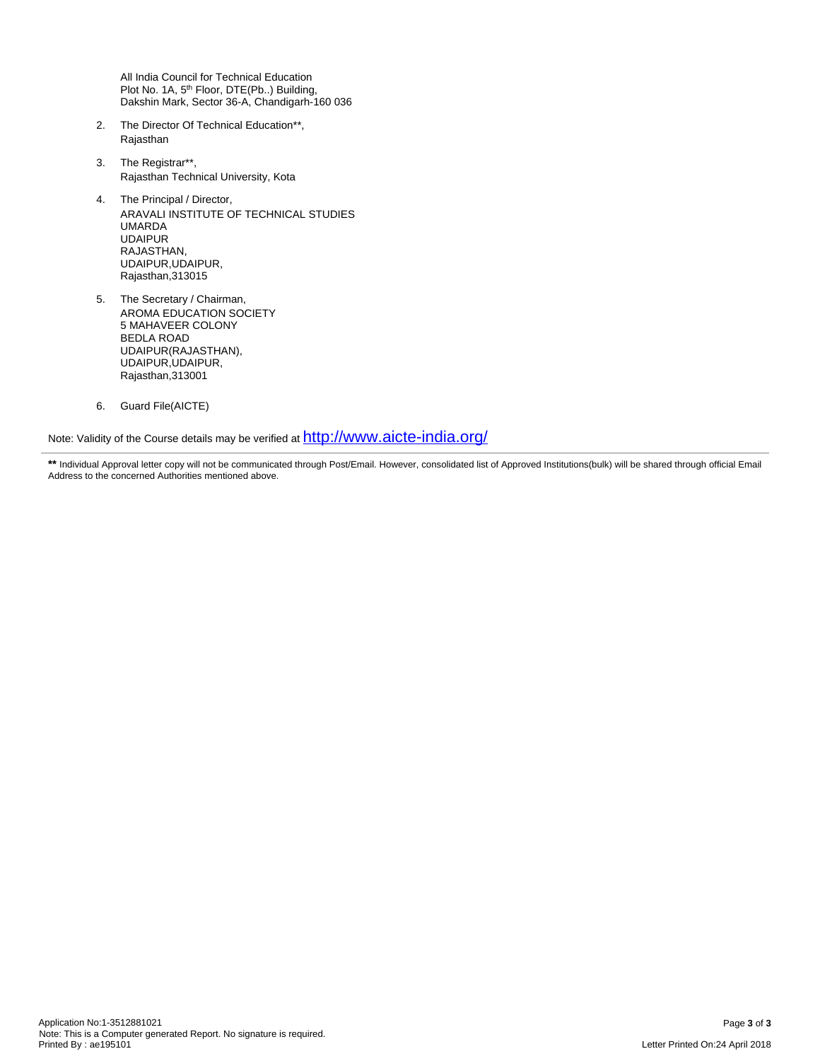All India Council for Technical Education
Plot No. 1A, 5th Floor, DTE(Pb..) Building,
Dakshin Mark, Sector 36-A, Chandigarh-160 036

2. The Director Of Technical Education**,
   Rajasthan

3. The Registrar**,
   Rajasthan Technical University, Kota

4. The Principal / Director,
   ARAVALI INSTITUTE OF TECHNICAL STUDIES
   UMARDA
   UDAIPUR
   RAJASTHAN,
   UDAIPUR,UDAIPUR,
   Rajasthan,313015

5. The Secretary / Chairman,
   AROMA EDUCATION SOCIETY
   5 MAHAVEER COLONY
   BEDLA ROAD
   UDAIPUR(RAJASTHAN),
   UDAIPUR,UDAIPUR,
   Rajasthan,313001

6. Guard File(AICTE)

Note: Validity of the Course details may be verified at http://www.aicte-india.org/

---

** Individual Approval letter copy will not be communicated through Post/Email. However, consolidated list of Approved Institutions(bulk) will be shared through official Email Address to the concerned Authorities mentioned above.

Application No:1-3512881021
Note: This is a Computer generated Report. No signature is required.
Printed By : ae195101

Letter Printed On:24 April 2018